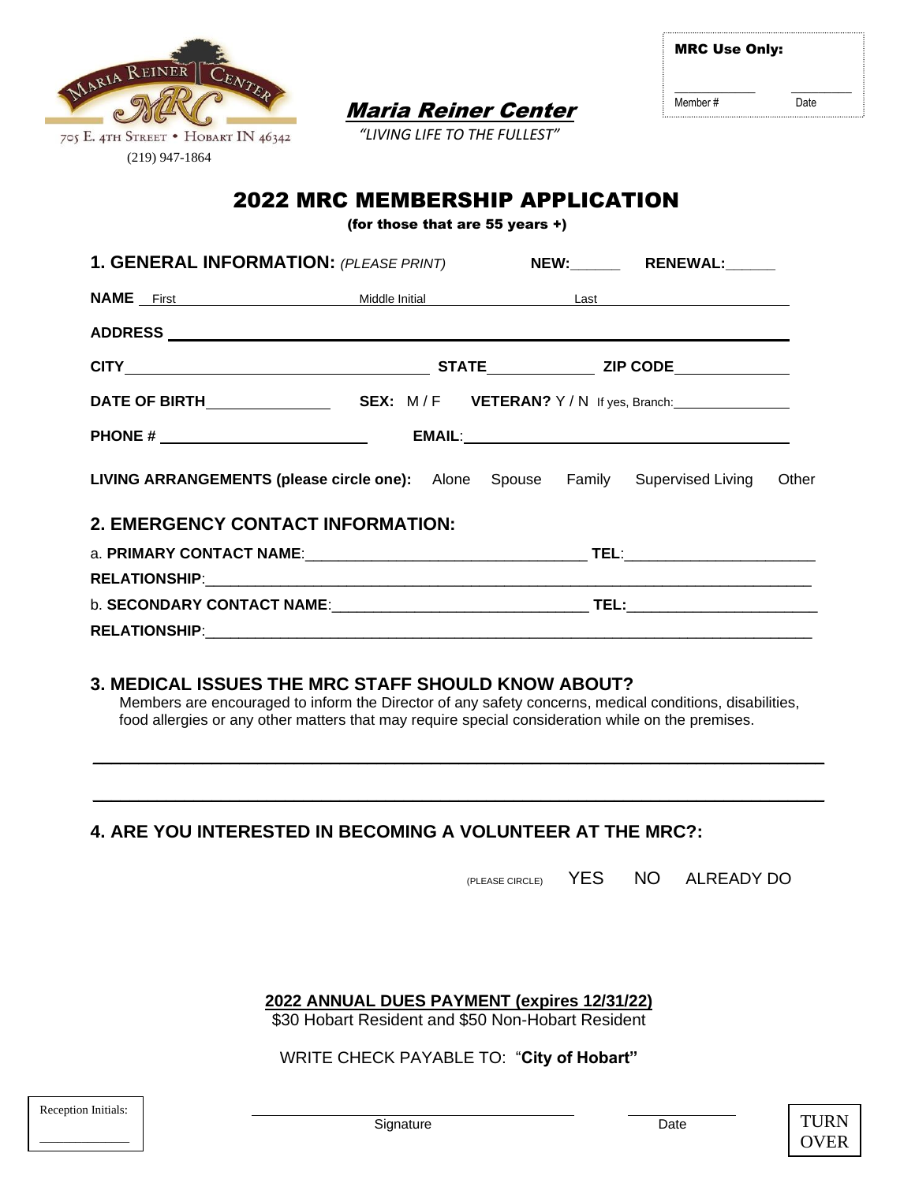MARIA REINER CENTER
MRC
705 E. 4TH STREET • HOBART IN 46342
(219) 947-1864

## *Maria Reiner Center*

*"LIVING LIFE TO THE FULLEST"*

**MRC Use Only:**

Member # ____________ Date __________

# 2022 MRC MEMBERSHIP APPLICATION

**(for those that are 55 years +)**

## 1. GENERAL INFORMATION: *(PLEASE PRINT)* NEW:______ RENEWAL:______

**NAME** First ______________________ Middle Initial ______________________ Last ______________________

**ADDRESS** ________________________________________________________________

**CITY** ______________________________ **STATE** ____________ **ZIP CODE** ____________

**DATE OF BIRTH** ______________ **SEX:** M / F **VETERAN?** Y / N If yes, Branch: ______________

**PHONE #** ______________________ **EMAIL**: ______________________________________

**LIVING ARRANGEMENTS (please circle one):** Alone Spouse Family Supervised Living Other

## 2. EMERGENCY CONTACT INFORMATION:

a. **PRIMARY CONTACT NAME**: ________________________________ **TEL**: ______________________

**RELATIONSHIP**: ____________________________________________________________________

b. **SECONDARY CONTACT NAME**: ______________________________ **TEL:** ______________________

**RELATIONSHIP**: ____________________________________________________________________

## 3. MEDICAL ISSUES THE MRC STAFF SHOULD KNOW ABOUT?

Members are encouraged to inform the Director of any safety concerns, medical conditions, disabilities, food allergies or any other matters that may require special consideration while on the premises.

________________________________________________________________________________

________________________________________________________________________________

## 4. ARE YOU INTERESTED IN BECOMING A VOLUNTEER AT THE MRC?:

(PLEASE CIRCLE) YES NO ALREADY DO

**2022 ANNUAL DUES PAYMENT (expires 12/31/22)**

$30 Hobart Resident and $50 Non-Hobart Resident

WRITE CHECK PAYABLE TO: "**City of Hobart"**

Reception Initials: ____________

______________________________ Signature ____________ Date

TURN OVER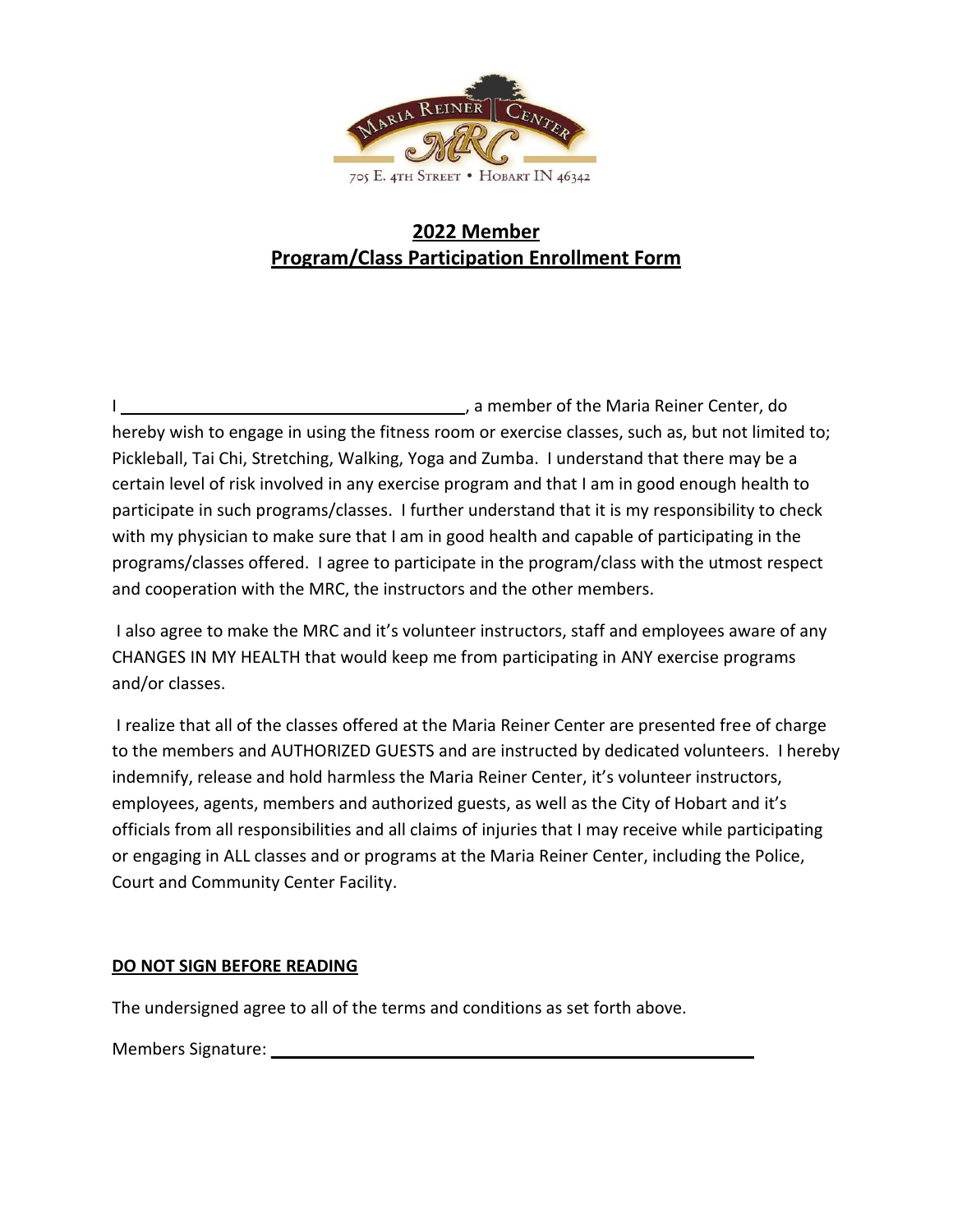MARIA REINER CENTER

MRC

705 E. 4TH STREET • HOBART IN 46342

# 2022 Member
# Program/Class Participation Enrollment Form

I ______________________________, a member of the Maria Reiner Center, do hereby wish to engage in using the fitness room or exercise classes, such as, but not limited to; Pickleball, Tai Chi, Stretching, Walking, Yoga and Zumba. I understand that there may be a certain level of risk involved in any exercise program and that I am in good enough health to participate in such programs/classes. I further understand that it is my responsibility to check with my physician to make sure that I am in good health and capable of participating in the programs/classes offered. I agree to participate in the program/class with the utmost respect and cooperation with the MRC, the instructors and the other members.

I also agree to make the MRC and it's volunteer instructors, staff and employees aware of any CHANGES IN MY HEALTH that would keep me from participating in ANY exercise programs and/or classes.

I realize that all of the classes offered at the Maria Reiner Center are presented free of charge to the members and AUTHORIZED GUESTS and are instructed by dedicated volunteers. I hereby indemnify, release and hold harmless the Maria Reiner Center, it's volunteer instructors, employees, agents, members and authorized guests, as well as the City of Hobart and it's officials from all responsibilities and all claims of injuries that I may receive while participating or engaging in ALL classes and or programs at the Maria Reiner Center, including the Police, Court and Community Center Facility.

**DO NOT SIGN BEFORE READING**

The undersigned agree to all of the terms and conditions as set forth above.

Members Signature: ______________________________